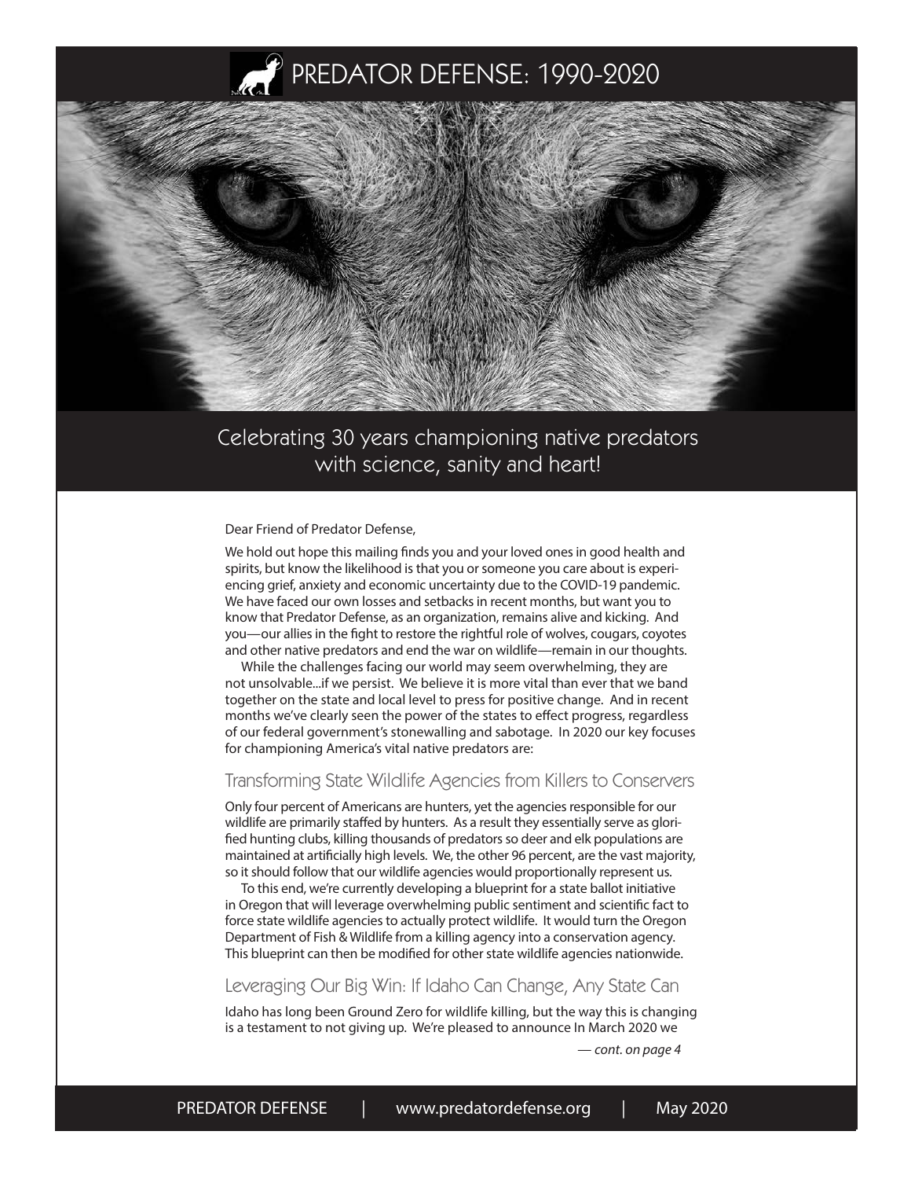# PREDATOR DEFENSE: 1990-2020

## Celebrating 30 years championing native predators with science, sanity and heart!

Dear Friend of Predator Defense,

We hold out hope this mailing finds you and your loved ones in good health and spirits, but know the likelihood is that you or someone you care about is experiencing grief, anxiety and economic uncertainty due to the COVID-19 pandemic. We have faced our own losses and setbacks in recent months, but want you to know that Predator Defense, as an organization, remains alive and kicking. And you—our allies in the fight to restore the rightful role of wolves, cougars, coyotes and other native predators and end the war on wildlife—remain in our thoughts.

While the challenges facing our world may seem overwhelming, they are not unsolvable...if we persist. We believe it is more vital than ever that we band together on the state and local level to press for positive change. And in recent months we've clearly seen the power of the states to effect progress, regardless of our federal government's stonewalling and sabotage. In 2020 our key focuses for championing America's vital native predators are:

### Transforming State Wildlife Agencies from Killers to Conservers

Only four percent of Americans are hunters, yet the agencies responsible for our wildlife are primarily staffed by hunters. As a result they essentially serve as glorified hunting clubs, killing thousands of predators so deer and elk populations are maintained at artificially high levels. We, the other 96 percent, are the vast majority, so it should follow that our wildlife agencies would proportionally represent us.

To this end, we're currently developing a blueprint for a state ballot initiative in Oregon that will leverage overwhelming public sentiment and scientific fact to force state wildlife agencies to actually protect wildlife. It would turn the Oregon Department of Fish & Wildlife from a killing agency into a conservation agency. This blueprint can then be modified for other state wildlife agencies nationwide.

### Leveraging Our Big Win: If Idaho Can Change, Any State Can

Idaho has long been Ground Zero for wildlife killing, but the way this is changing is a testament to not giving up. We're pleased to announce In March 2020 we

*— cont. on page 4*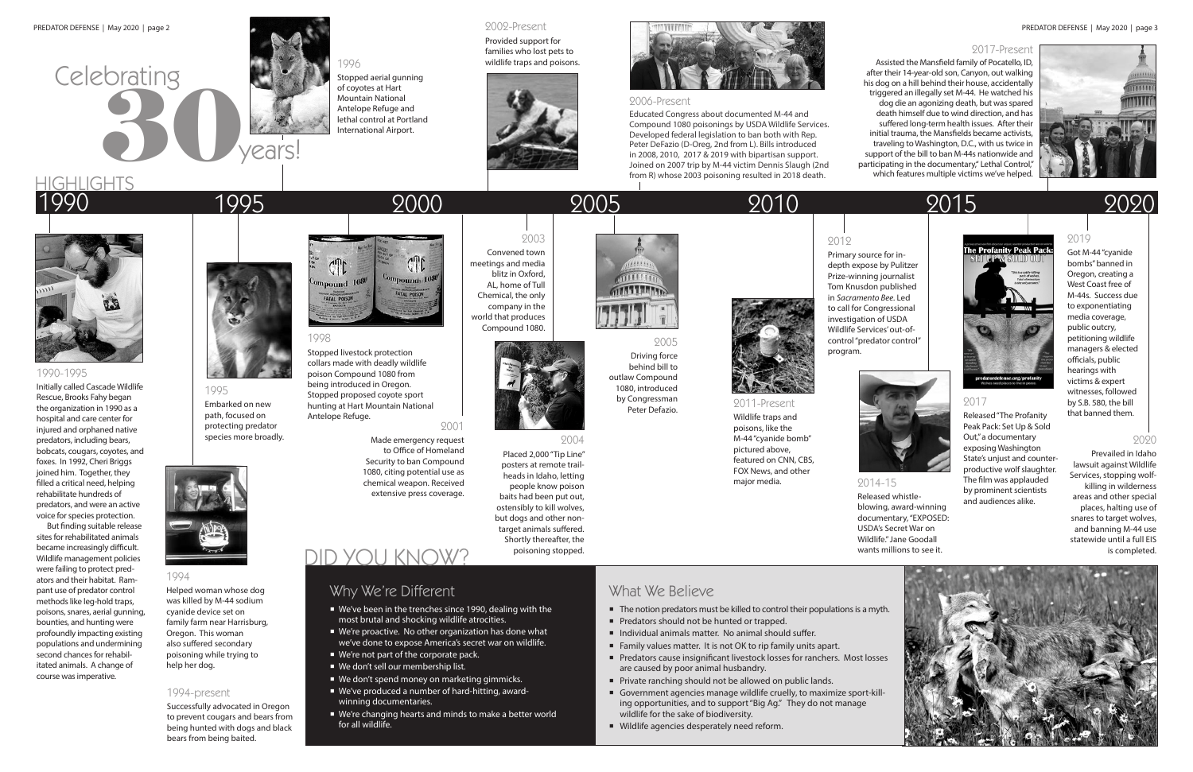# Celebrating 30 years!

## HIGHLIGHTS

### 1990-1995

Initially called Cascade Wildlife Rescue, Brooks Fahy began the organization in 1990 as a hospital and care center for injured and orphaned native predators, including bears, bobcats, cougars, coyotes, and foxes. In 1992, Cheri Briggs joined him. Together, they filled a critical need, helping rehabilitate hundreds of predators, and were an active voice for species protection.

But finding suitable release sites for rehabilitated animals became increasingly difficult. Wildlife management policies were failing to protect predators and their habitat. Rampant use of predator control methods like leg-hold traps, poisons, snares, aerial gunning, bounties, and hunting were profoundly impacting existing populations and undermining second chances for rehabilitated animals. A change of course was imperative.

### 1994

Helped woman whose dog was killed by M-44 sodium cyanide device set on family farm near Harrisburg, Oregon. This woman also suffered secondary poisoning while trying to help her dog.

### 1994-present

Successfully advocated in Oregon to prevent cougars and bears from being hunted with dogs and black bears from being baited.

### 1995

Embarked on new path, focused on protecting predator species more broadly.

### 1996

Stopped aerial gunning of coyotes at Hart Mountain National Antelope Refuge and lethal control at Portland International Airport.

### 1998

Stopped livestock protection collars made with deadly wildlife poison Compound 1080 from being introduced in Oregon. Stopped proposed coyote sport hunting at Hart Mountain National Antelope Refuge.

### 2001

Made emergency request to Office of Homeland Security to ban Compound 1080, citing potential use as chemical weapon. Received extensive press coverage.

### 2002-Present

Provided support for families who lost pets to wildlife traps and poisons.

### 2003

Convened town meetings and media blitz in Oxford, AL, home of Tull Chemical, the only company in the world that produces Compound 1080.

### 2004

Placed 2,000 "Tip Line" posters at remote trail-heads in Idaho, letting people know poison baits had been put out, ostensibly to kill wolves, but dogs and other non-target animals suffered. Shortly thereafter, the poisoning stopped.

### 2005

Driving force behind bill to outlaw Compound 1080, introduced by Congressman Peter Defazio.

### 2006-Present

Educated Congress about documented M-44 and Compound 1080 poisonings by USDA Wildlife Services. Developed federal legislation to ban both with Rep. Peter DeFazio (D-Oreg, 2nd from L). Bills introduced in 2008, 2010, 2017 & 2019 with bipartisan support. Joined on 2007 trip by M-44 victim Dennis Slaugh (2nd from R) whose 2003 poisoning resulted in 2018 death.

### 2011-Present

Wildlife traps and poisons, like the M-44 "cyanide bomb" pictured above, featured on CNN, CBS, FOX News, and other major media.

### 2012

Primary source for in-depth expose by Pulitzer Prize-winning journalist Tom Knusdon published in *Sacramento Bee*. Led to call for Congressional investigation of USDA Wildlife Services' out-of-control "predator control" program.

### 2014-15

Released whistle-blowing, award-winning documentary, "EXPOSED: USDA's Secret War on Wildlife." Jane Goodall wants millions to see it.

### 2017

Released "The Profanity Peak Pack: Set Up & Sold Out," a documentary exposing Washington State's unjust and counter-productive wolf slaughter. The film was applauded by prominent scientists and audiences alike.

### 2017-Present

Assisted the Mansfield family of Pocatello, ID, after their 14-year-old son, Canyon, out walking his dog on a hill behind their house, accidentally triggered an illegally set M-44. He watched his dog die an agonizing death, but was spared death himself due to wind direction, and has suffered long-term health issues. After their initial trauma, the Mansfields became activists, traveling to Washington, D.C., with us twice in support of the bill to ban M-44s nationwide and participating in the documentary," Lethal Control," which features multiple victims we've helped.

### 2019

Got M-44 "cyanide bombs" banned in Oregon, creating a West Coast free of M-44s. Success due to exponentiating media coverage, public outcry, petitioning wildlife managers & elected officials, public hearings with victims & expert witnesses, followed by S.B. 580, the bill that banned them.

### 2020

Prevailed in Idaho lawsuit against Wildlife Services, stopping wolf-killing in wilderness areas and other special places, halting use of snares to target wolves, and banning M-44 use statewide until a full EIS is completed.

## DID YOU KNOW?

### Why We're Different

- We've been in the trenches since 1990, dealing with the most brutal and shocking wildlife atrocities.
- We're proactive. No other organization has done what we've done to expose America's secret war on wildlife.
- We're not part of the corporate pack.
- We don't sell our membership list.
- We don't spend money on marketing gimmicks.
- We've produced a number of hard-hitting, award-winning documentaries.
- We're changing hearts and minds to make a better world for all wildlife.

### What We Believe

- The notion predators must be killed to control their populations is a myth.
- Predators should not be hunted or trapped.
- Individual animals matter. No animal should suffer.
- Family values matter. It is not OK to rip family units apart.
- Predators cause insignificant livestock losses for ranchers. Most losses are caused by poor animal husbandry.
- Private ranching should not be allowed on public lands.
- Government agencies manage wildlife cruelly, to maximize sport-killing opportunities, and to support "Big Ag." They do not manage wildlife for the sake of biodiversity.
- Wildlife agencies desperately need reform.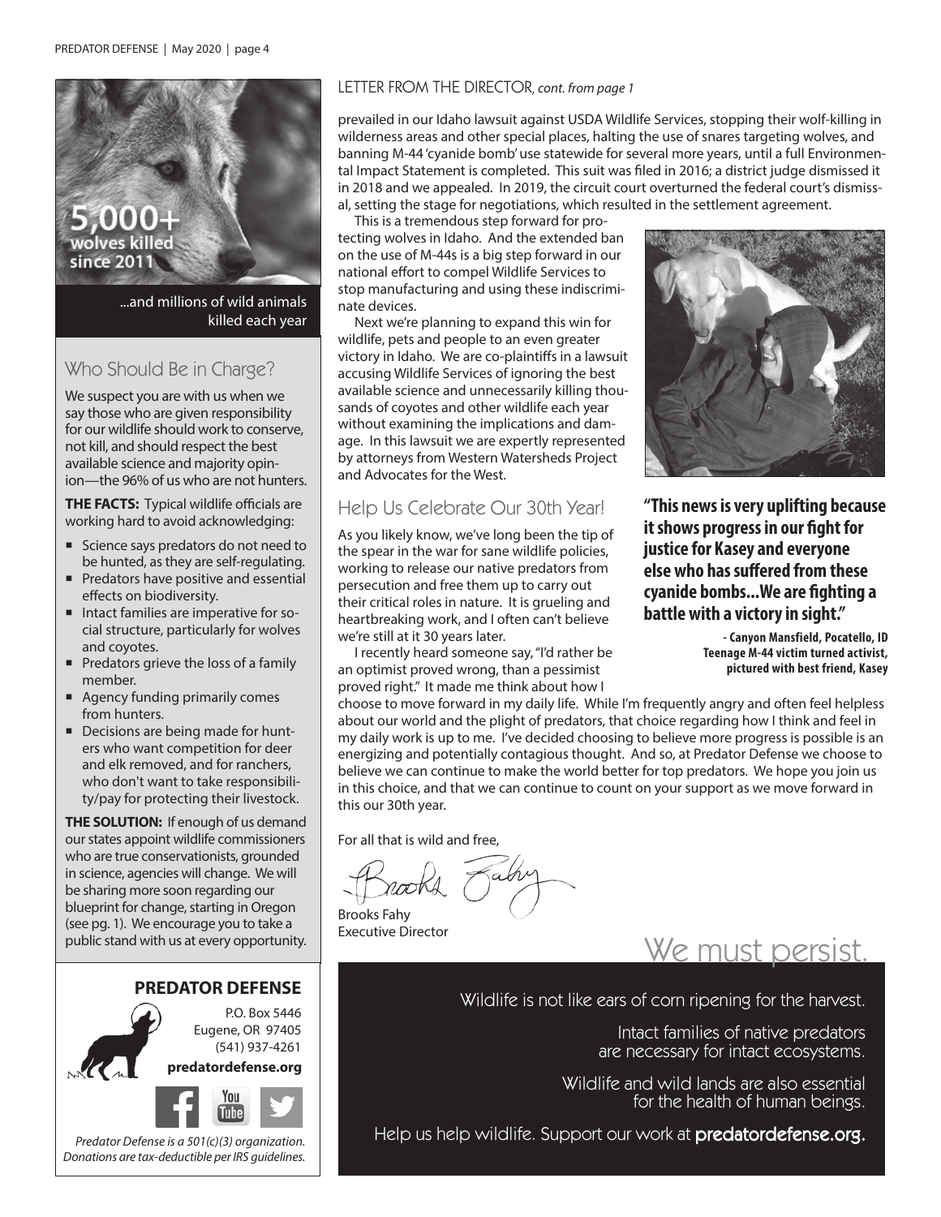5,000+ wolves killed since 2011

...and millions of wild animals killed each year

## Who Should Be in Charge?

We suspect you are with us when we say those who are given responsibility for our wildlife should work to conserve, not kill, and should respect the best available science and majority opinion—the 96% of us who are not hunters.

**THE FACTS:** Typical wildlife officials are working hard to avoid acknowledging:

- Science says predators do not need to be hunted, as they are self-regulating.
- Predators have positive and essential effects on biodiversity.
- Intact families are imperative for social structure, particularly for wolves and coyotes.
- Predators grieve the loss of a family member.
- Agency funding primarily comes from hunters.
- Decisions are being made for hunters who want competition for deer and elk removed, and for ranchers, who don't want to take responsibility/pay for protecting their livestock.

**THE SOLUTION:** If enough of us demand our states appoint wildlife commissioners who are true conservationists, grounded in science, agencies will change. We will be sharing more soon regarding our blueprint for change, starting in Oregon (see pg. 1). We encourage you to take a public stand with us at every opportunity.

**PREDATOR DEFENSE**

P.O. Box 5446
Eugene, OR 97405
(541) 937-4261

**predatordefense.org**

*Predator Defense is a 501(c)(3) organization. Donations are tax-deductible per IRS guidelines.*

## LETTER FROM THE DIRECTOR, *cont. from page 1*

prevailed in our Idaho lawsuit against USDA Wildlife Services, stopping their wolf-killing in wilderness areas and other special places, halting the use of snares targeting wolves, and banning M-44 'cyanide bomb' use statewide for several more years, until a full Environmental Impact Statement is completed. This suit was filed in 2016; a district judge dismissed it in 2018 and we appealed. In 2019, the circuit court overturned the federal court's dismissal, setting the stage for negotiations, which resulted in the settlement agreement.

This is a tremendous step forward for protecting wolves in Idaho. And the extended ban on the use of M-44s is a big step forward in our national effort to compel Wildlife Services to stop manufacturing and using these indiscriminate devices.

Next we're planning to expand this win for wildlife, pets and people to an even greater victory in Idaho. We are co-plaintiffs in a lawsuit accusing Wildlife Services of ignoring the best available science and unnecessarily killing thousands of coyotes and other wildlife each year without examining the implications and damage. In this lawsuit we are expertly represented by attorneys from Western Watersheds Project and Advocates for the West.

**"This news is very uplifting because it shows progress in our fight for justice for Kasey and everyone else who has suffered from these cyanide bombs...We are fighting a battle with a victory in sight."**

**- Canyon Mansfield, Pocatello, ID**
**Teenage M-44 victim turned activist, pictured with best friend, Kasey**

## Help Us Celebrate Our 30th Year!

As you likely know, we've long been the tip of the spear in the war for sane wildlife policies, working to release our native predators from persecution and free them up to carry out their critical roles in nature. It is grueling and heartbreaking work, and I often can't believe we're still at it 30 years later.

I recently heard someone say, "I'd rather be an optimist proved wrong, than a pessimist proved right." It made me think about how I choose to move forward in my daily life. While I'm frequently angry and often feel helpless about our world and the plight of predators, that choice regarding how I think and feel in my daily work is up to me. I've decided choosing to believe more progress is possible is an energizing and potentially contagious thought. And so, at Predator Defense we choose to believe we can continue to make the world better for top predators. We hope you join us in this choice, and that we can continue to count on your support as we move forward in this our 30th year.

For all that is wild and free,

Brooks Fahy
Executive Director

## We must persist.

Wildlife is not like ears of corn ripening for the harvest.

Intact families of native predators are necessary for intact ecosystems.

Wildlife and wild lands are also essential for the health of human beings.

Help us help wildlife. Support our work at **predatordefense.org.**